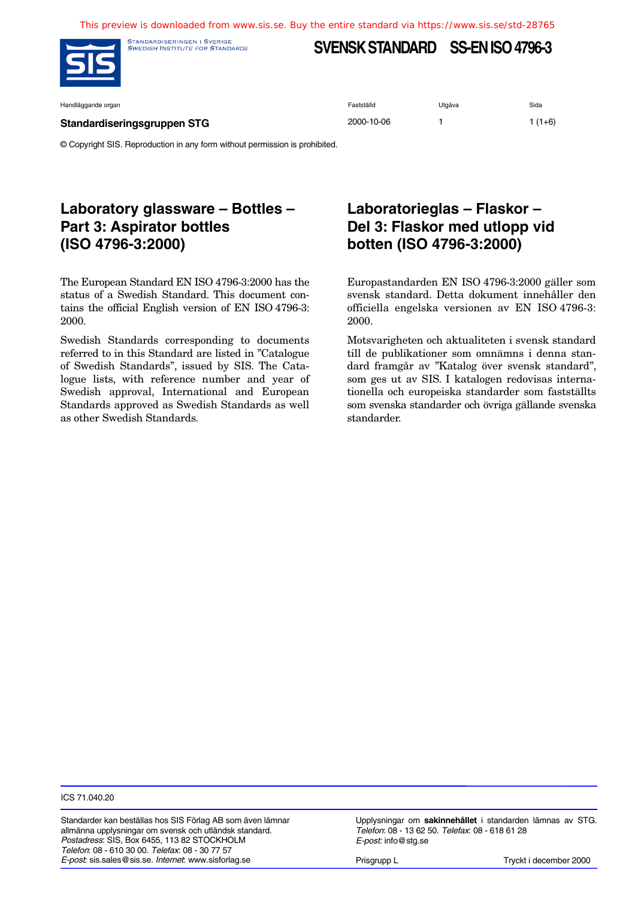This preview is downloaded from www.sis.se. Buy the entire standard via https://www.sis.se/std-28765

STANDARDISERINGEN I SVERIGE
SWEDISH INSTITUTE FOR STANDARDS

# SVENSK STANDARD SS-EN ISO 4796-3

| Handläggande organ | Fastställd | Utgåva | Sida |
|---|---|---|---|
| **Standardiseringsgruppen STG** | 2000-10-06 | 1 | 1 (1+6) |

© Copyright SIS. Reproduction in any form without permission is prohibited.

## Laboratory glassware – Bottles – Part 3: Aspirator bottles (ISO 4796-3:2000)

The European Standard EN ISO 4796-3:2000 has the status of a Swedish Standard. This document contains the official English version of EN ISO 4796-3:2000.

Swedish Standards corresponding to documents referred to in this Standard are listed in ”Catalogue of Swedish Standards”, issued by SIS. The Catalogue lists, with reference number and year of Swedish approval, International and European Standards approved as Swedish Standards as well as other Swedish Standards.

## Laboratorieglas – Flaskor – Del 3: Flaskor med utlopp vid botten (ISO 4796-3:2000)

Europastandarden EN ISO 4796-3:2000 gäller som svensk standard. Detta dokument innehåller den officiella engelska versionen av EN ISO 4796-3:2000.

Motsvarigheten och aktualiteten i svensk standard till de publikationer som omnämns i denna standard framgår av ”Katalog över svensk standard”, som ges ut av SIS. I katalogen redovisas internationella och europeiska standarder som fastställts som svenska standarder och övriga gällande svenska standarder.

ICS 71.040.20

Standarder kan beställas hos SIS Förlag AB som även lämnar allmänna upplysningar om svensk och utländsk standard.
*Postadress*: SIS, Box 6455, 113 82 STOCKHOLM
*Telefon*: 08 - 610 30 00. *Telefax*: 08 - 30 77 57
*E-post*: sis.sales@sis.se. *Internet*: www.sisforlag.se

Upplysningar om **sakinnehållet** i standarden lämnas av STG.
*Telefon*: 08 - 13 62 50. *Telefax*: 08 - 618 61 28
*E-post:* info@stg.se

Prisgrupp L

Tryckt i december 2000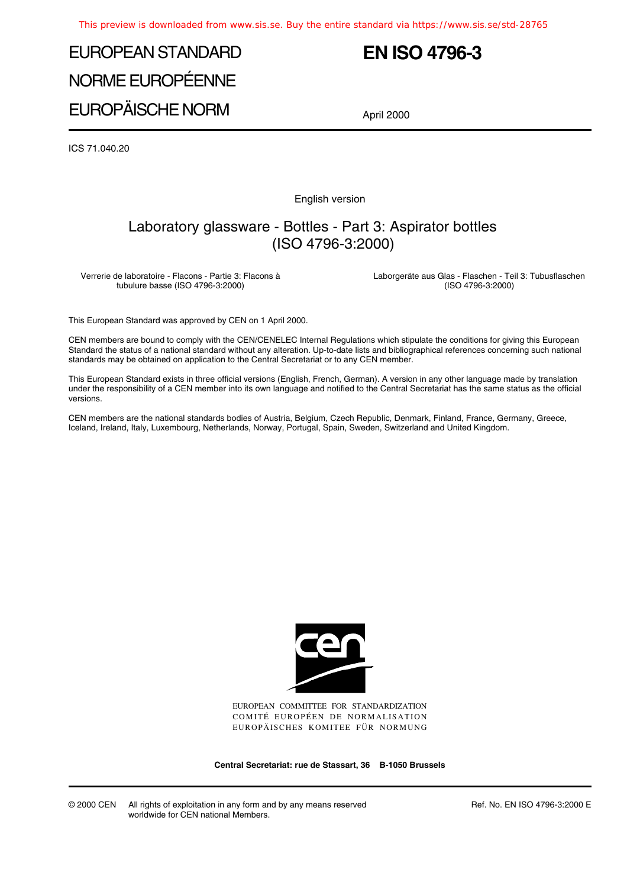# EUROPEAN STANDARD
# NORME EUROPÉENNE
# EUROPÄISCHE NORM

# EN ISO 4796-3

April 2000

ICS 71.040.20

English version

## Laboratory glassware - Bottles - Part 3: Aspirator bottles (ISO 4796-3:2000)

Verrerie de laboratoire - Flacons - Partie 3: Flacons à tubulure basse (ISO 4796-3:2000)

Laborgeräte aus Glas - Flaschen - Teil 3: Tubusflaschen (ISO 4796-3:2000)

This European Standard was approved by CEN on 1 April 2000.

CEN members are bound to comply with the CEN/CENELEC Internal Regulations which stipulate the conditions for giving this European Standard the status of a national standard without any alteration. Up-to-date lists and bibliographical references concerning such national standards may be obtained on application to the Central Secretariat or to any CEN member.

This European Standard exists in three official versions (English, French, German). A version in any other language made by translation under the responsibility of a CEN member into its own language and notified to the Central Secretariat has the same status as the official versions.

CEN members are the national standards bodies of Austria, Belgium, Czech Republic, Denmark, Finland, France, Germany, Greece, Iceland, Ireland, Italy, Luxembourg, Netherlands, Norway, Portugal, Spain, Sweden, Switzerland and United Kingdom.

EUROPEAN COMMITTEE FOR STANDARDIZATION
COMITÉ EUROPÉEN DE NORMALISATION
EUROPÄISCHES KOMITEE FÜR NORMUNG

**Central Secretariat: rue de Stassart, 36 B-1050 Brussels**

© 2000 CEN All rights of exploitation in any form and by any means reserved worldwide for CEN national Members.

Ref. No. EN ISO 4796-3:2000 E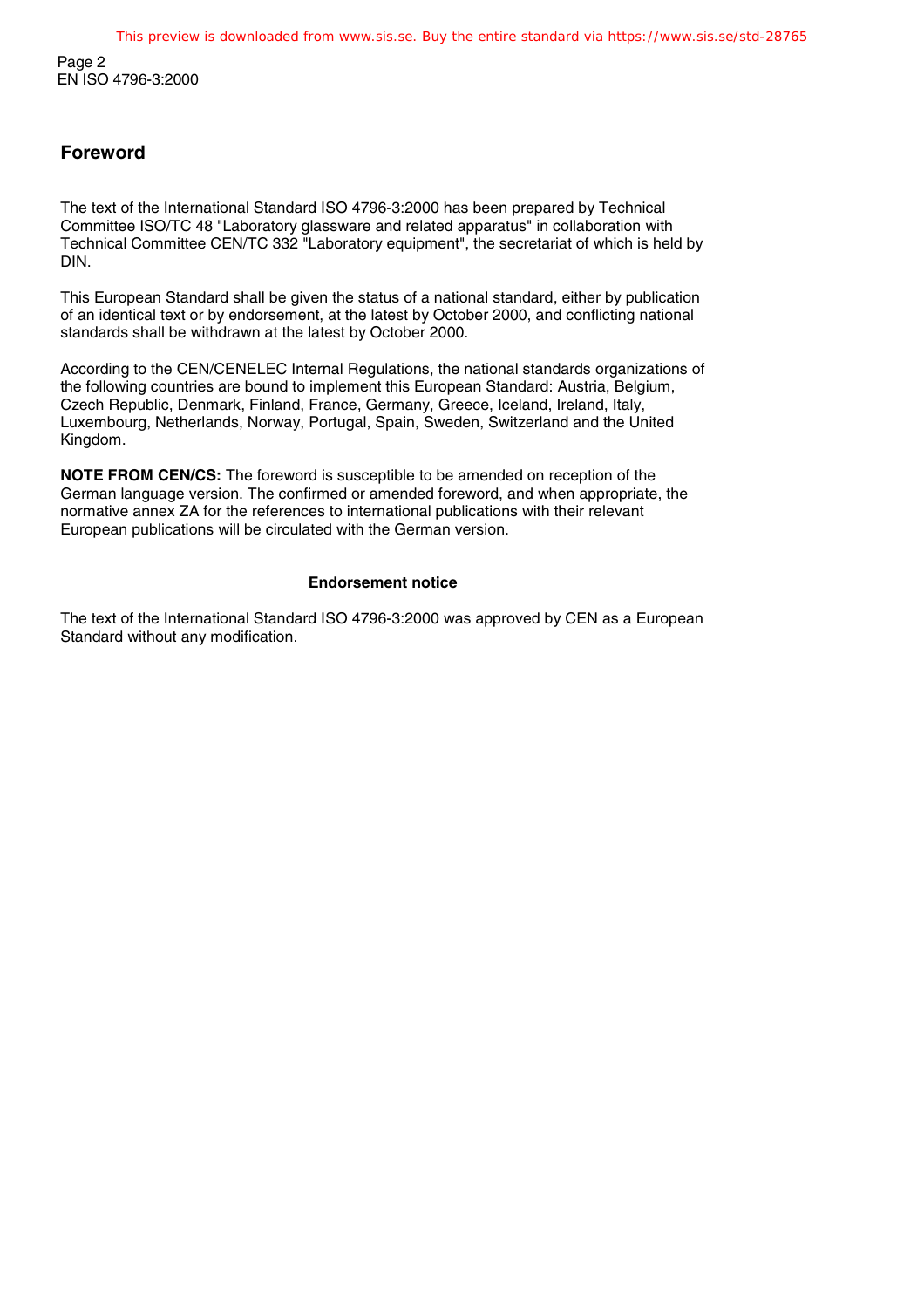## Foreword

The text of the International Standard ISO 4796-3:2000 has been prepared by Technical Committee ISO/TC 48 "Laboratory glassware and related apparatus" in collaboration with Technical Committee CEN/TC 332 "Laboratory equipment", the secretariat of which is held by DIN.

This European Standard shall be given the status of a national standard, either by publication of an identical text or by endorsement, at the latest by October 2000, and conflicting national standards shall be withdrawn at the latest by October 2000.

According to the CEN/CENELEC Internal Regulations, the national standards organizations of the following countries are bound to implement this European Standard: Austria, Belgium, Czech Republic, Denmark, Finland, France, Germany, Greece, Iceland, Ireland, Italy, Luxembourg, Netherlands, Norway, Portugal, Spain, Sweden, Switzerland and the United Kingdom.

**NOTE FROM CEN/CS:** The foreword is susceptible to be amended on reception of the German language version. The confirmed or amended foreword, and when appropriate, the normative annex ZA for the references to international publications with their relevant European publications will be circulated with the German version.

**Endorsement notice**

The text of the International Standard ISO 4796-3:2000 was approved by CEN as a European Standard without any modification.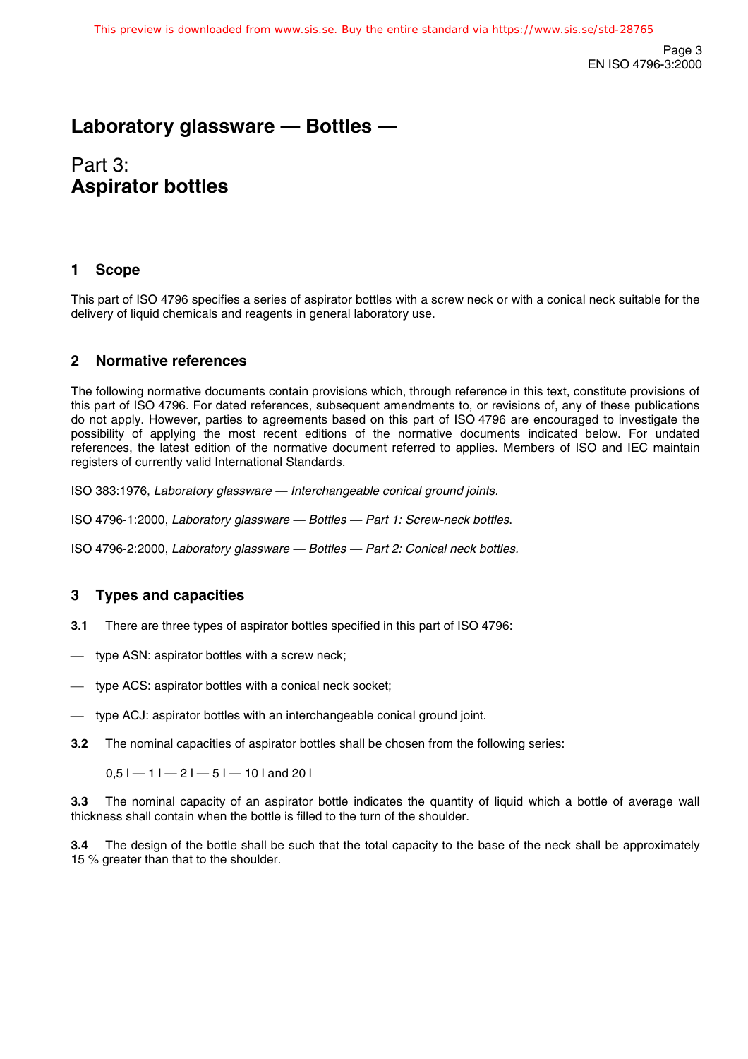# Laboratory glassware — Bottles —

## Part 3:
## Aspirator bottles

## 1 Scope

This part of ISO 4796 specifies a series of aspirator bottles with a screw neck or with a conical neck suitable for the delivery of liquid chemicals and reagents in general laboratory use.

## 2 Normative references

The following normative documents contain provisions which, through reference in this text, constitute provisions of this part of ISO 4796. For dated references, subsequent amendments to, or revisions of, any of these publications do not apply. However, parties to agreements based on this part of ISO 4796 are encouraged to investigate the possibility of applying the most recent editions of the normative documents indicated below. For undated references, the latest edition of the normative document referred to applies. Members of ISO and IEC maintain registers of currently valid International Standards.

ISO 383:1976, *Laboratory glassware — Interchangeable conical ground joints*.

ISO 4796-1:2000, *Laboratory glassware — Bottles — Part 1: Screw-neck bottles*.

ISO 4796-2:2000, *Laboratory glassware — Bottles — Part 2: Conical neck bottles.*

## 3 Types and capacities

**3.1** There are three types of aspirator bottles specified in this part of ISO 4796:

- type ASN: aspirator bottles with a screw neck;
- type ACS: aspirator bottles with a conical neck socket;
- type ACJ: aspirator bottles with an interchangeable conical ground joint.

**3.2** The nominal capacities of aspirator bottles shall be chosen from the following series:

0,5 l — 1 l — 2 l — 5 l — 10 l and 20 l

**3.3** The nominal capacity of an aspirator bottle indicates the quantity of liquid which a bottle of average wall thickness shall contain when the bottle is filled to the turn of the shoulder.

**3.4** The design of the bottle shall be such that the total capacity to the base of the neck shall be approximately 15 % greater than that to the shoulder.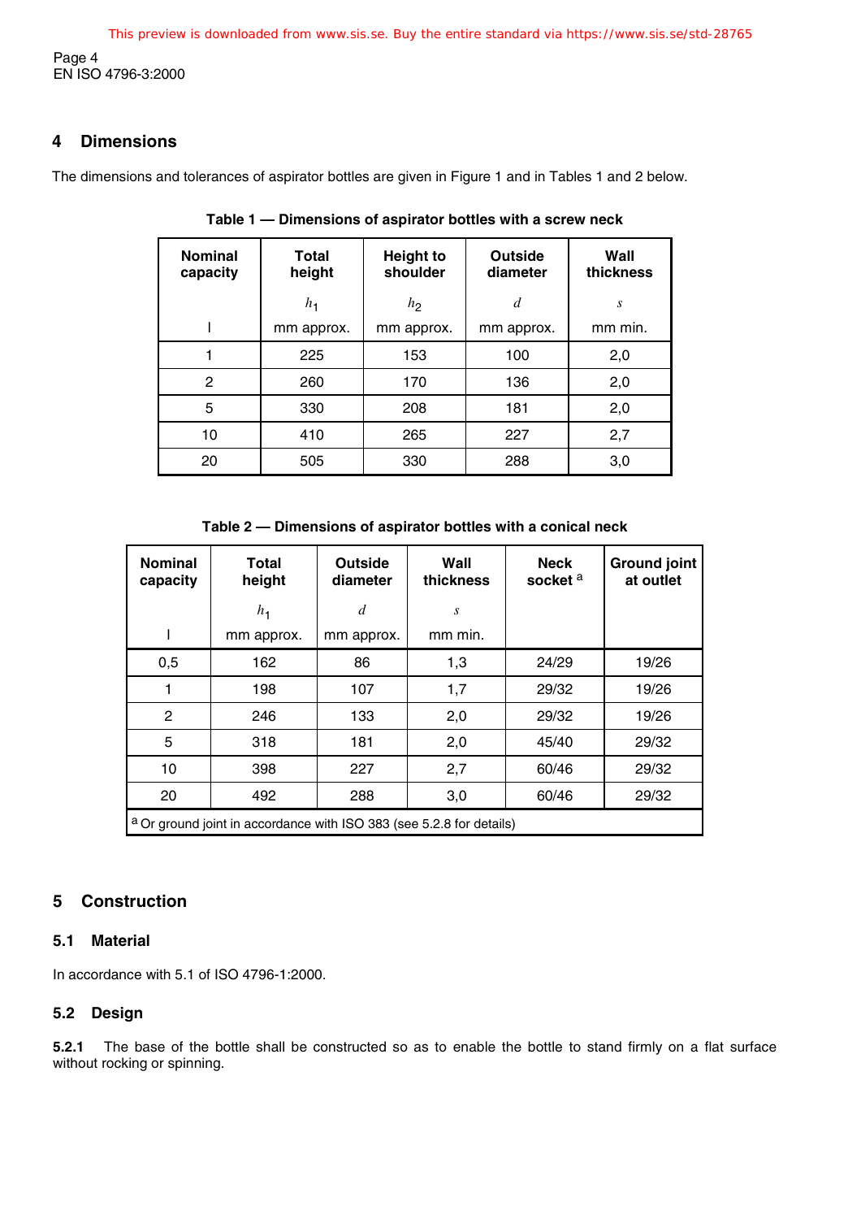## 4 Dimensions

The dimensions and tolerances of aspirator bottles are given in Figure 1 and in Tables 1 and 2 below.

**Table 1 — Dimensions of aspirator bottles with a screw neck**

| Nominal capacity<br>l | Total height<br>$h_1$<br>mm approx. | Height to shoulder<br>$h_2$<br>mm approx. | Outside diameter<br>$d$<br>mm approx. | Wall thickness<br>$s$<br>mm min. |
|---|---|---|---|---|
| 1 | 225 | 153 | 100 | 2,0 |
| 2 | 260 | 170 | 136 | 2,0 |
| 5 | 330 | 208 | 181 | 2,0 |
| 10 | 410 | 265 | 227 | 2,7 |
| 20 | 505 | 330 | 288 | 3,0 |

**Table 2 — Dimensions of aspirator bottles with a conical neck**

| Nominal capacity<br>l | Total height<br>$h_1$<br>mm approx. | Outside diameter<br>$d$<br>mm approx. | Wall thickness<br>$s$<br>mm min. | Neck socket [a] | Ground joint at outlet |
|---|---|---|---|---|---|
| 0,5 | 162 | 86 | 1,3 | 24/29 | 19/26 |
| 1 | 198 | 107 | 1,7 | 29/32 | 19/26 |
| 2 | 246 | 133 | 2,0 | 29/32 | 19/26 |
| 5 | 318 | 181 | 2,0 | 45/40 | 29/32 |
| 10 | 398 | 227 | 2,7 | 60/46 | 29/32 |
| 20 | 492 | 288 | 3,0 | 60/46 | 29/32 |

[a] Or ground joint in accordance with ISO 383 (see 5.2.8 for details)

## 5 Construction

### 5.1 Material

In accordance with 5.1 of ISO 4796-1:2000.

### 5.2 Design

**5.2.1** The base of the bottle shall be constructed so as to enable the bottle to stand firmly on a flat surface without rocking or spinning.